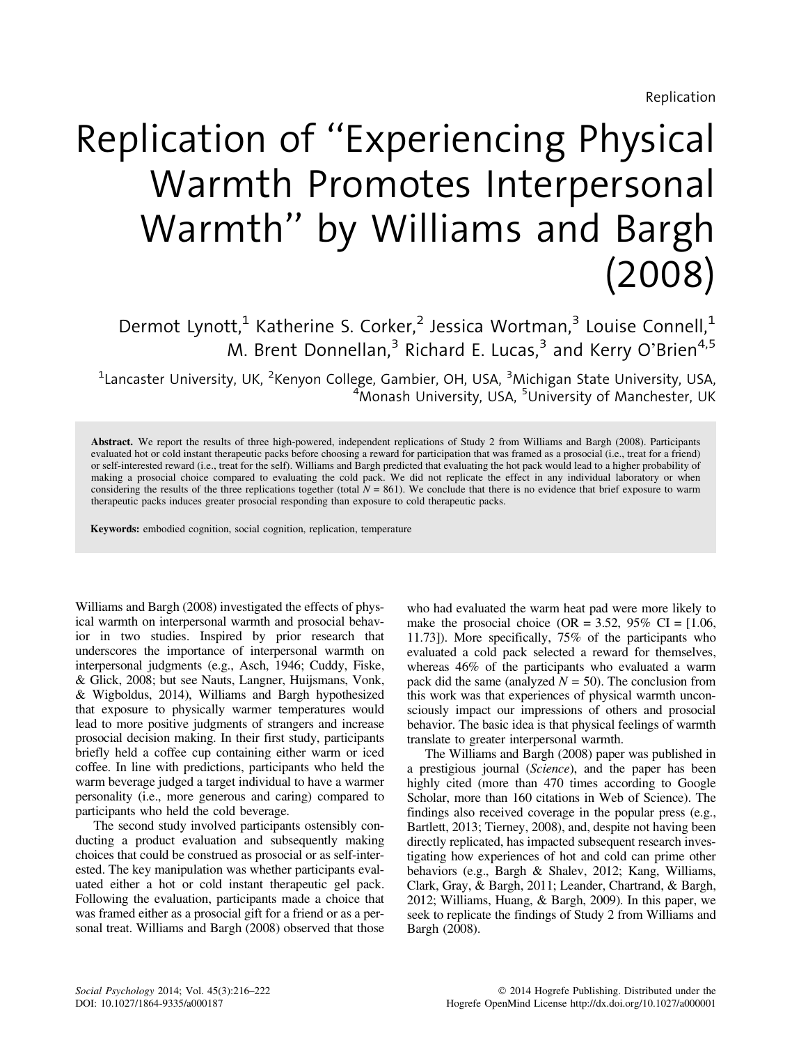Replication

# Replication of "Experiencing Physical Warmth Promotes Interpersonal Warmth" by Williams and Bargh (2008)

Dermot Lynott,[1] Katherine S. Corker,[2] Jessica Wortman,[3] Louise Connell,[1] M. Brent Donnellan,[3] Richard E. Lucas,[3] and Kerry O'Brien[4,5]

[1]Lancaster University, UK, [2]Kenyon College, Gambier, OH, USA, [3]Michigan State University, USA, [4]Monash University, USA, [5]University of Manchester, UK

**Abstract.** We report the results of three high-powered, independent replications of Study 2 from Williams and Bargh (2008). Participants evaluated hot or cold instant therapeutic packs before choosing a reward for participation that was framed as a prosocial (i.e., treat for a friend) or self-interested reward (i.e., treat for the self). Williams and Bargh predicted that evaluating the hot pack would lead to a higher probability of making a prosocial choice compared to evaluating the cold pack. We did not replicate the effect in any individual laboratory or when considering the results of the three replications together (total $N = 861$). We conclude that there is no evidence that brief exposure to warm therapeutic packs induces greater prosocial responding than exposure to cold therapeutic packs.

**Keywords:** embodied cognition, social cognition, replication, temperature

Williams and Bargh (2008) investigated the effects of physical warmth on interpersonal warmth and prosocial behavior in two studies. Inspired by prior research that underscores the importance of interpersonal warmth on interpersonal judgments (e.g., Asch, 1946; Cuddy, Fiske, & Glick, 2008; but see Nauts, Langner, Huijsmans, Vonk, & Wigboldus, 2014), Williams and Bargh hypothesized that exposure to physically warmer temperatures would lead to more positive judgments of strangers and increase prosocial decision making. In their first study, participants briefly held a coffee cup containing either warm or iced coffee. In line with predictions, participants who held the warm beverage judged a target individual to have a warmer personality (i.e., more generous and caring) compared to participants who held the cold beverage.

The second study involved participants ostensibly conducting a product evaluation and subsequently making choices that could be construed as prosocial or as self-interested. The key manipulation was whether participants evaluated either a hot or cold instant therapeutic gel pack. Following the evaluation, participants made a choice that was framed either as a prosocial gift for a friend or as a personal treat. Williams and Bargh (2008) observed that those who had evaluated the warm heat pad were more likely to make the prosocial choice (OR = 3.52, 95% CI = [1.06, 11.73]). More specifically, 75% of the participants who evaluated a cold pack selected a reward for themselves, whereas 46% of the participants who evaluated a warm pack did the same (analyzed $N = 50$). The conclusion from this work was that experiences of physical warmth unconsciously impact our impressions of others and prosocial behavior. The basic idea is that physical feelings of warmth translate to greater interpersonal warmth.

The Williams and Bargh (2008) paper was published in a prestigious journal (*Science*), and the paper has been highly cited (more than 470 times according to Google Scholar, more than 160 citations in Web of Science). The findings also received coverage in the popular press (e.g., Bartlett, 2013; Tierney, 2008), and, despite not having been directly replicated, has impacted subsequent research investigating how experiences of hot and cold can prime other behaviors (e.g., Bargh & Shalev, 2012; Kang, Williams, Clark, Gray, & Bargh, 2011; Leander, Chartrand, & Bargh, 2012; Williams, Huang, & Bargh, 2009). In this paper, we seek to replicate the findings of Study 2 from Williams and Bargh (2008).

© 2014 Hogrefe Publishing. Distributed under the Hogrefe OpenMind License http://dx.doi.org/10.1027/a000001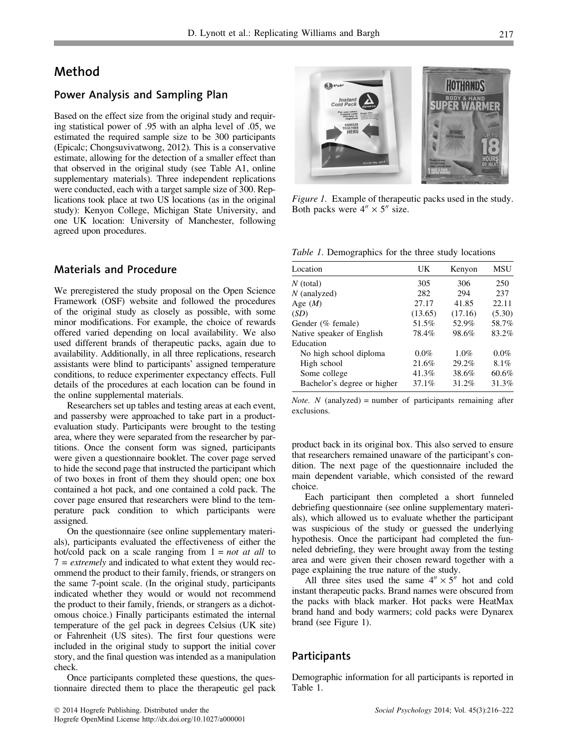# Method

## Power Analysis and Sampling Plan

Based on the effect size from the original study and requiring statistical power of .95 with an alpha level of .05, we estimated the required sample size to be 300 participants (Epicalc; Chongsuvivatwong, 2012). This is a conservative estimate, allowing for the detection of a smaller effect than that observed in the original study (see Table A1, online supplementary materials). Three independent replications were conducted, each with a target sample size of 300. Replications took place at two US locations (as in the original study): Kenyon College, Michigan State University, and one UK location: University of Manchester, following agreed upon procedures.

## Materials and Procedure

We preregistered the study proposal on the Open Science Framework (OSF) website and followed the procedures of the original study as closely as possible, with some minor modifications. For example, the choice of rewards offered varied depending on local availability. We also used different brands of therapeutic packs, again due to availability. Additionally, in all three replications, research assistants were blind to participants' assigned temperature conditions, to reduce experimenter expectancy effects. Full details of the procedures at each location can be found in the online supplemental materials.

Researchers set up tables and testing areas at each event, and passersby were approached to take part in a product-evaluation study. Participants were brought to the testing area, where they were separated from the researcher by partitions. Once the consent form was signed, participants were given a questionnaire booklet. The cover page served to hide the second page that instructed the participant which of two boxes in front of them they should open; one box contained a hot pack, and one contained a cold pack. The cover page ensured that researchers were blind to the temperature pack condition to which participants were assigned.

On the questionnaire (see online supplementary materials), participants evaluated the effectiveness of either the hot/cold pack on a scale ranging from 1 = *not at all* to 7 = *extremely* and indicated to what extent they would recommend the product to their family, friends, or strangers on the same 7-point scale. (In the original study, participants indicated whether they would or would not recommend the product to their family, friends, or strangers as a dichotomous choice.) Finally participants estimated the internal temperature of the gel pack in degrees Celsius (UK site) or Fahrenheit (US sites). The first four questions were included in the original study to support the initial cover story, and the final question was intended as a manipulation check.

Once participants completed these questions, the questionnaire directed them to place the therapeutic gel pack product back in its original box. This also served to ensure that researchers remained unaware of the participant's condition. The next page of the questionnaire included the main dependent variable, which consisted of the reward choice.

Each participant then completed a short funneled debriefing questionnaire (see online supplementary materials), which allowed us to evaluate whether the participant was suspicious of the study or guessed the underlying hypothesis. Once the participant had completed the funneled debriefing, they were brought away from the testing area and were given their chosen reward together with a page explaining the true nature of the study.

All three sites used the same 4″ × 5″ hot and cold instant therapeutic packs. Brand names were obscured from the packs with black marker. Hot packs were HeatMax brand hand and body warmers; cold packs were Dynarex brand (see Figure 1).

*Figure 1.* Example of therapeutic packs used in the study. Both packs were 4″ × 5″ size.

*Table 1.* Demographics for the three study locations

| Location | UK | Kenyon | MSU |
|---|---|---|---|
| *N* (total) | 305 | 306 | 250 |
| *N* (analyzed) | 282 | 294 | 237 |
| Age (*M*) | 27.17 | 41.85 | 22.11 |
| (*SD*) | (13.65) | (17.16) | (5.30) |
| Gender (% female) | 51.5% | 52.9% | 58.7% |
| Native speaker of English | 78.4% | 98.6% | 83.2% |
| Education | | | |
| No high school diploma | 0.0% | 1.0% | 0.0% |
| High school | 21.6% | 29.2% | 8.1% |
| Some college | 41.3% | 38.6% | 60.6% |
| Bachelor's degree or higher | 37.1% | 31.2% | 31.3% |

*Note.* *N* (analyzed) = number of participants remaining after exclusions.

## Participants

Demographic information for all participants is reported in Table 1.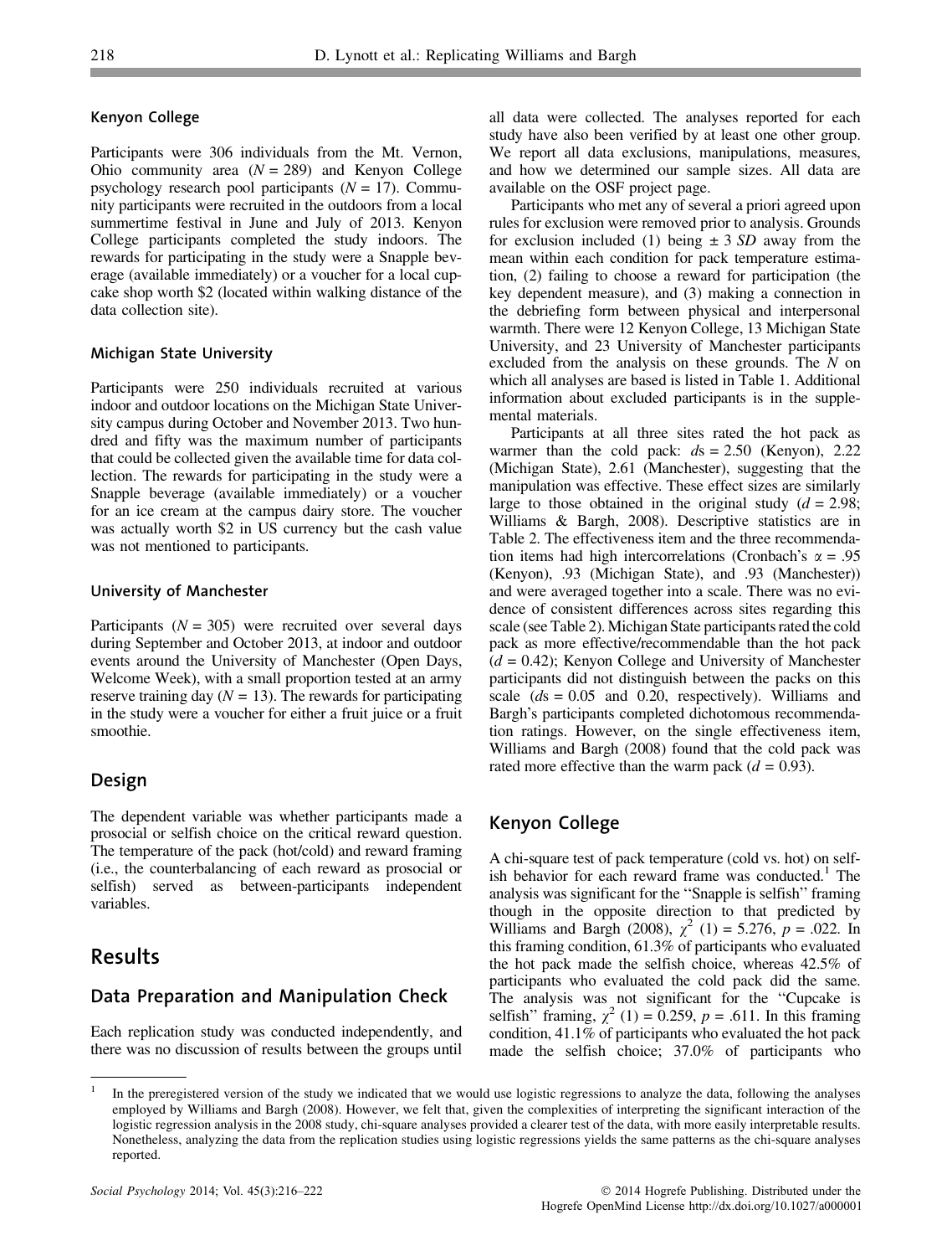### Kenyon College

Participants were 306 individuals from the Mt. Vernon, Ohio community area ($N = 289$) and Kenyon College psychology research pool participants ($N = 17$). Community participants were recruited in the outdoors from a local summertime festival in June and July of 2013. Kenyon College participants completed the study indoors. The rewards for participating in the study were a Snapple beverage (available immediately) or a voucher for a local cupcake shop worth \$2 (located within walking distance of the data collection site).

### Michigan State University

Participants were 250 individuals recruited at various indoor and outdoor locations on the Michigan State University campus during October and November 2013. Two hundred and fifty was the maximum number of participants that could be collected given the available time for data collection. The rewards for participating in the study were a Snapple beverage (available immediately) or a voucher for an ice cream at the campus dairy store. The voucher was actually worth \$2 in US currency but the cash value was not mentioned to participants.

### University of Manchester

Participants ($N = 305$) were recruited over several days during September and October 2013, at indoor and outdoor events around the University of Manchester (Open Days, Welcome Week), with a small proportion tested at an army reserve training day ($N = 13$). The rewards for participating in the study were a voucher for either a fruit juice or a fruit smoothie.

## Design

The dependent variable was whether participants made a prosocial or selfish choice on the critical reward question. The temperature of the pack (hot/cold) and reward framing (i.e., the counterbalancing of each reward as prosocial or selfish) served as between-participants independent variables.

# Results

## Data Preparation and Manipulation Check

Each replication study was conducted independently, and there was no discussion of results between the groups until all data were collected. The analyses reported for each study have also been verified by at least one other group. We report all data exclusions, manipulations, measures, and how we determined our sample sizes. All data are available on the OSF project page.

Participants who met any of several a priori agreed upon rules for exclusion were removed prior to analysis. Grounds for exclusion included (1) being ± 3 *SD* away from the mean within each condition for pack temperature estimation, (2) failing to choose a reward for participation (the key dependent measure), and (3) making a connection in the debriefing form between physical and interpersonal warmth. There were 12 Kenyon College, 13 Michigan State University, and 23 University of Manchester participants excluded from the analysis on these grounds. The *N* on which all analyses are based is listed in Table 1. Additional information about excluded participants is in the supplemental materials.

Participants at all three sites rated the hot pack as warmer than the cold pack: $d$s = 2.50 (Kenyon), 2.22 (Michigan State), 2.61 (Manchester), suggesting that the manipulation was effective. These effect sizes are similarly large to those obtained in the original study ($d = 2.98$; Williams & Bargh, 2008). Descriptive statistics are in Table 2. The effectiveness item and the three recommendation items had high intercorrelations (Cronbach's $\alpha = .95$ (Kenyon), .93 (Michigan State), and .93 (Manchester)) and were averaged together into a scale. There was no evidence of consistent differences across sites regarding this scale (see Table 2). Michigan State participants rated the cold pack as more effective/recommendable than the hot pack ($d = 0.42$); Kenyon College and University of Manchester participants did not distinguish between the packs on this scale ($d$s = 0.05 and 0.20, respectively). Williams and Bargh's participants completed dichotomous recommendation ratings. However, on the single effectiveness item, Williams and Bargh (2008) found that the cold pack was rated more effective than the warm pack ($d = 0.93$).

## Kenyon College

A chi-square test of pack temperature (cold vs. hot) on selfish behavior for each reward frame was conducted.[1] The analysis was significant for the "Snapple is selfish" framing though in the opposite direction to that predicted by Williams and Bargh (2008), $\chi^2$ (1) = 5.276, $p = .022$. In this framing condition, 61.3% of participants who evaluated the hot pack made the selfish choice, whereas 42.5% of participants who evaluated the cold pack did the same. The analysis was not significant for the "Cupcake is selfish" framing, $\chi^2$ (1) = 0.259, $p = .611$. In this framing condition, 41.1% of participants who evaluated the hot pack made the selfish choice; 37.0% of participants who

[1] In the preregistered version of the study we indicated that we would use logistic regressions to analyze the data, following the analyses employed by Williams and Bargh (2008). However, we felt that, given the complexities of interpreting the significant interaction of the logistic regression analysis in the 2008 study, chi-square analyses provided a clearer test of the data, with more easily interpretable results. Nonetheless, analyzing the data from the replication studies using logistic regressions yields the same patterns as the chi-square analyses reported.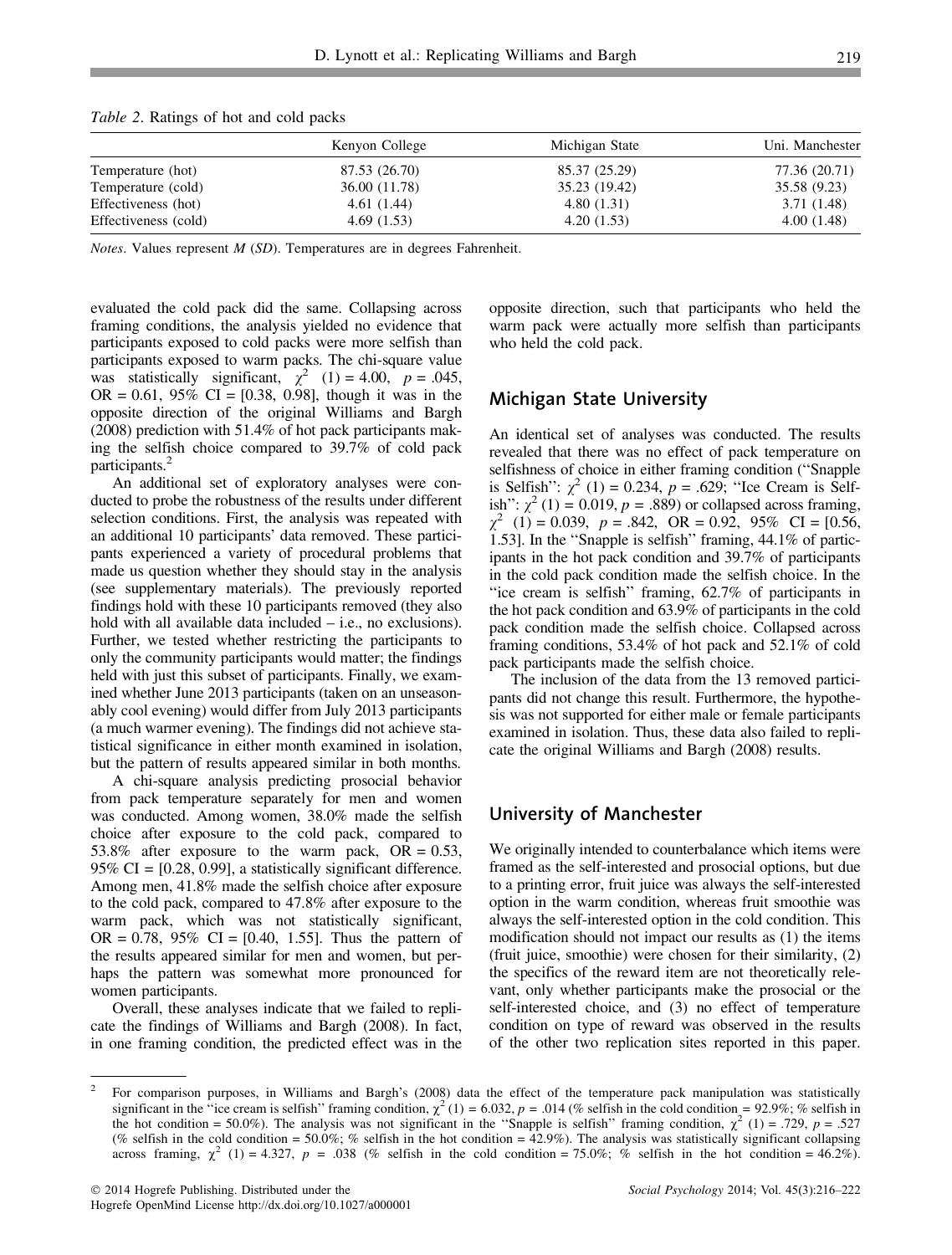*Table 2*. Ratings of hot and cold packs

| | Kenyon College | Michigan State | Uni. Manchester |
|---|---|---|---|
| Temperature (hot) | 87.53 (26.70) | 85.37 (25.29) | 77.36 (20.71) |
| Temperature (cold) | 36.00 (11.78) | 35.23 (19.42) | 35.58 (9.23) |
| Effectiveness (hot) | 4.61 (1.44) | 4.80 (1.31) | 3.71 (1.48) |
| Effectiveness (cold) | 4.69 (1.53) | 4.20 (1.53) | 4.00 (1.48) |

*Notes*. Values represent *M* (*SD*). Temperatures are in degrees Fahrenheit.

evaluated the cold pack did the same. Collapsing across framing conditions, the analysis yielded no evidence that participants exposed to cold packs were more selfish than participants exposed to warm packs. The chi-square value was statistically significant, $\chi^2$ (1) = 4.00, $p$ = .045, OR = 0.61, 95% CI = [0.38, 0.98], though it was in the opposite direction of the original Williams and Bargh (2008) prediction with 51.4% of hot pack participants making the selfish choice compared to 39.7% of cold pack participants.[2]

An additional set of exploratory analyses were conducted to probe the robustness of the results under different selection conditions. First, the analysis was repeated with an additional 10 participants' data removed. These participants experienced a variety of procedural problems that made us question whether they should stay in the analysis (see supplementary materials). The previously reported findings hold with these 10 participants removed (they also hold with all available data included – i.e., no exclusions). Further, we tested whether restricting the participants to only the community participants would matter; the findings held with just this subset of participants. Finally, we examined whether June 2013 participants (taken on an unseasonably cool evening) would differ from July 2013 participants (a much warmer evening). The findings did not achieve statistical significance in either month examined in isolation, but the pattern of results appeared similar in both months.

A chi-square analysis predicting prosocial behavior from pack temperature separately for men and women was conducted. Among women, 38.0% made the selfish choice after exposure to the cold pack, compared to 53.8% after exposure to the warm pack, OR = 0.53, 95% CI = [0.28, 0.99], a statistically significant difference. Among men, 41.8% made the selfish choice after exposure to the cold pack, compared to 47.8% after exposure to the warm pack, which was not statistically significant, OR = 0.78, 95% CI = [0.40, 1.55]. Thus the pattern of the results appeared similar for men and women, but perhaps the pattern was somewhat more pronounced for women participants.

Overall, these analyses indicate that we failed to replicate the findings of Williams and Bargh (2008). In fact, in one framing condition, the predicted effect was in the opposite direction, such that participants who held the warm pack were actually more selfish than participants who held the cold pack.

## Michigan State University

An identical set of analyses was conducted. The results revealed that there was no effect of pack temperature on selfishness of choice in either framing condition ("Snapple is Selfish": $\chi^2$ (1) = 0.234, $p$ = .629; "Ice Cream is Selfish": $\chi^2$ (1) = 0.019, $p$ = .889) or collapsed across framing, $\chi^2$ (1) = 0.039, $p$ = .842, OR = 0.92, 95% CI = [0.56, 1.53]. In the "Snapple is selfish" framing, 44.1% of participants in the hot pack condition and 39.7% of participants in the cold pack condition made the selfish choice. In the "ice cream is selfish" framing, 62.7% of participants in the hot pack condition and 63.9% of participants in the cold pack condition made the selfish choice. Collapsed across framing conditions, 53.4% of hot pack and 52.1% of cold pack participants made the selfish choice.

The inclusion of the data from the 13 removed participants did not change this result. Furthermore, the hypothesis was not supported for either male or female participants examined in isolation. Thus, these data also failed to replicate the original Williams and Bargh (2008) results.

## University of Manchester

We originally intended to counterbalance which items were framed as the self-interested and prosocial options, but due to a printing error, fruit juice was always the self-interested option in the warm condition, whereas fruit smoothie was always the self-interested option in the cold condition. This modification should not impact our results as (1) the items (fruit juice, smoothie) were chosen for their similarity, (2) the specifics of the reward item are not theoretically relevant, only whether participants make the prosocial or the self-interested choice, and (3) no effect of temperature condition on type of reward was observed in the results of the other two replication sites reported in this paper.

---

[2] For comparison purposes, in Williams and Bargh's (2008) data the effect of the temperature pack manipulation was statistically significant in the "ice cream is selfish" framing condition, $\chi^2$ (1) = 6.032, $p$ = .014 (% selfish in the cold condition = 92.9%; % selfish in the hot condition = 50.0%). The analysis was not significant in the "Snapple is selfish" framing condition, $\chi^2$ (1) = .729, $p$ = .527 (% selfish in the cold condition = 50.0%; % selfish in the hot condition = 42.9%). The analysis was statistically significant collapsing across framing, $\chi^2$ (1) = 4.327, $p$ = .038 (% selfish in the cold condition = 75.0%; % selfish in the hot condition = 46.2%).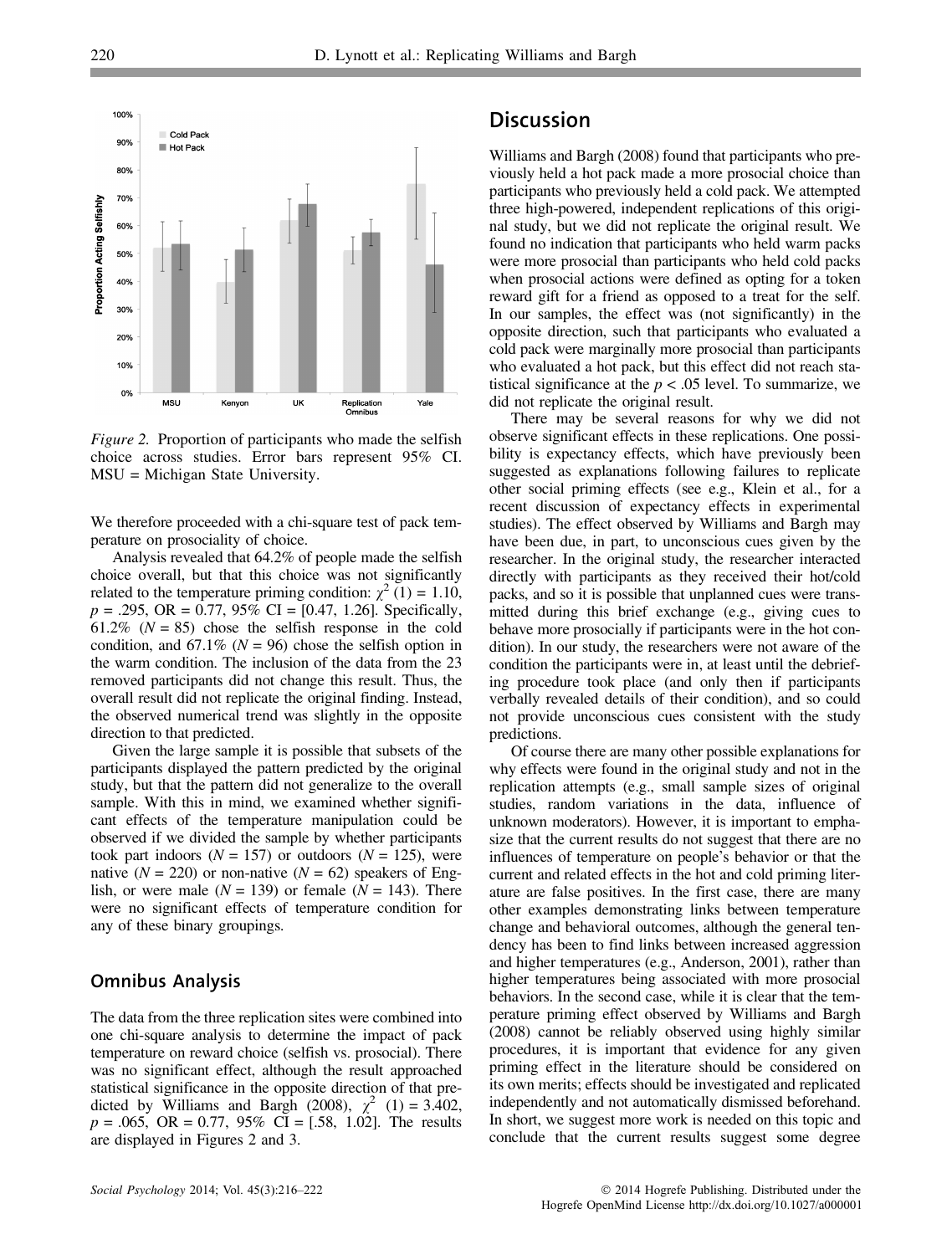Figure 2. Proportion of participants who made the selfish choice across studies. Error bars represent 95% CI. MSU = Michigan State University.

We therefore proceeded with a chi-square test of pack temperature on prosociality of choice.

Analysis revealed that 64.2% of people made the selfish choice overall, but that this choice was not significantly related to the temperature priming condition: $\chi^2$ (1) = 1.10, $p$ = .295, OR = 0.77, 95% CI = [0.47, 1.26]. Specifically, 61.2% ($N$ = 85) chose the selfish response in the cold condition, and 67.1% ($N$ = 96) chose the selfish option in the warm condition. The inclusion of the data from the 23 removed participants did not change this result. Thus, the overall result did not replicate the original finding. Instead, the observed numerical trend was slightly in the opposite direction to that predicted.

Given the large sample it is possible that subsets of the participants displayed the pattern predicted by the original study, but that the pattern did not generalize to the overall sample. With this in mind, we examined whether significant effects of the temperature manipulation could be observed if we divided the sample by whether participants took part indoors ($N$ = 157) or outdoors ($N$ = 125), were native ($N$ = 220) or non-native ($N$ = 62) speakers of English, or were male ($N$ = 139) or female ($N$ = 143). There were no significant effects of temperature condition for any of these binary groupings.

## Omnibus Analysis

The data from the three replication sites were combined into one chi-square analysis to determine the impact of pack temperature on reward choice (selfish vs. prosocial). There was no significant effect, although the result approached statistical significance in the opposite direction of that predicted by Williams and Bargh (2008), $\chi^2$ (1) = 3.402, $p$ = .065, OR = 0.77, 95% CI = [.58, 1.02]. The results are displayed in Figures 2 and 3.

# Discussion

Williams and Bargh (2008) found that participants who previously held a hot pack made a more prosocial choice than participants who previously held a cold pack. We attempted three high-powered, independent replications of this original study, but we did not replicate the original result. We found no indication that participants who held warm packs were more prosocial than participants who held cold packs when prosocial actions were defined as opting for a token reward gift for a friend as opposed to a treat for the self. In our samples, the effect was (not significantly) in the opposite direction, such that participants who evaluated a cold pack were marginally more prosocial than participants who evaluated a hot pack, but this effect did not reach statistical significance at the $p < .05$ level. To summarize, we did not replicate the original result.

There may be several reasons for why we did not observe significant effects in these replications. One possibility is expectancy effects, which have previously been suggested as explanations following failures to replicate other social priming effects (see e.g., Klein et al., for a recent discussion of expectancy effects in experimental studies). The effect observed by Williams and Bargh may have been due, in part, to unconscious cues given by the researcher. In the original study, the researcher interacted directly with participants as they received their hot/cold packs, and so it is possible that unplanned cues were transmitted during this brief exchange (e.g., giving cues to behave more prosocially if participants were in the hot condition). In our study, the researchers were not aware of the condition the participants were in, at least until the debriefing procedure took place (and only then if participants verbally revealed details of their condition), and so could not provide unconscious cues consistent with the study predictions.

Of course there are many other possible explanations for why effects were found in the original study and not in the replication attempts (e.g., small sample sizes of original studies, random variations in the data, influence of unknown moderators). However, it is important to emphasize that the current results do not suggest that there are no influences of temperature on people's behavior or that the current and related effects in the hot and cold priming literature are false positives. In the first case, there are many other examples demonstrating links between temperature change and behavioral outcomes, although the general tendency has been to find links between increased aggression and higher temperatures (e.g., Anderson, 2001), rather than higher temperatures being associated with more prosocial behaviors. In the second case, while it is clear that the temperature priming effect observed by Williams and Bargh (2008) cannot be reliably observed using highly similar procedures, it is important that evidence for any given priming effect in the literature should be considered on its own merits; effects should be investigated and replicated independently and not automatically dismissed beforehand. In short, we suggest more work is needed on this topic and conclude that the current results suggest some degree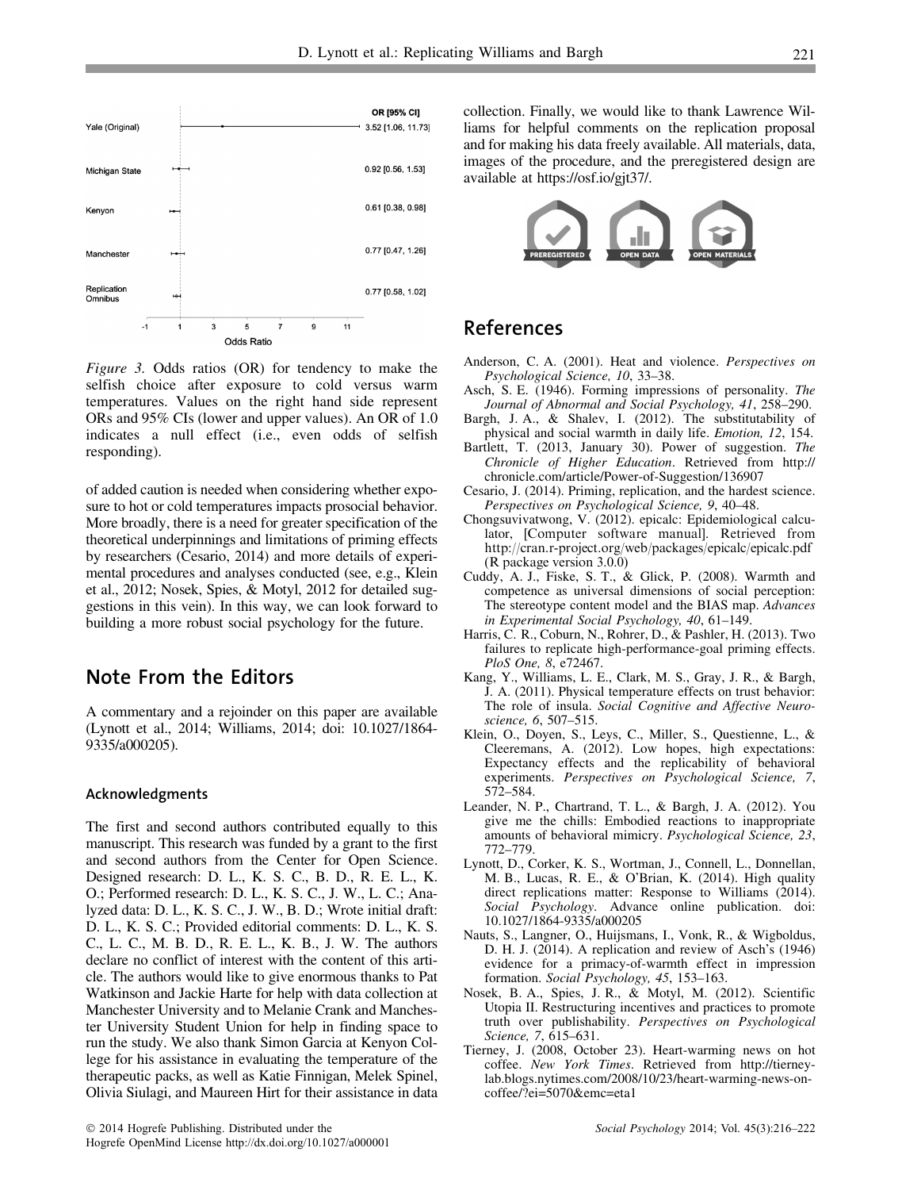Figure 3. Odds ratios (OR) for tendency to make the selfish choice after exposure to cold versus warm temperatures. Values on the right hand side represent ORs and 95% CIs (lower and upper values). An OR of 1.0 indicates a null effect (i.e., even odds of selfish responding).

of added caution is needed when considering whether exposure to hot or cold temperatures impacts prosocial behavior. More broadly, there is a need for greater specification of the theoretical underpinnings and limitations of priming effects by researchers (Cesario, 2014) and more details of experimental procedures and analyses conducted (see, e.g., Klein et al., 2012; Nosek, Spies, & Motyl, 2012 for detailed suggestions in this vein). In this way, we can look forward to building a more robust social psychology for the future.

## Note From the Editors

A commentary and a rejoinder on this paper are available (Lynott et al., 2014; Williams, 2014; doi: 10.1027/1864-9335/a000205).

### Acknowledgments

The first and second authors contributed equally to this manuscript. This research was funded by a grant to the first and second authors from the Center for Open Science. Designed research: D. L., K. S. C., B. D., R. E. L., K. O.; Performed research: D. L., K. S. C., J. W., L. C.; Analyzed data: D. L., K. S. C., J. W., B. D.; Wrote initial draft: D. L., K. S. C.; Provided editorial comments: D. L., K. S. C., L. C., M. B. D., R. E. L., K. B., J. W. The authors declare no conflict of interest with the content of this article. The authors would like to give enormous thanks to Pat Watkinson and Jackie Harte for help with data collection at Manchester University and to Melanie Crank and Manchester University Student Union for help in finding space to run the study. We also thank Simon Garcia at Kenyon College for his assistance in evaluating the temperature of the therapeutic packs, as well as Katie Finnigan, Melek Spinel, Olivia Siulagi, and Maureen Hirt for their assistance in data collection. Finally, we would like to thank Lawrence Williams for helpful comments on the replication proposal and for making his data freely available. All materials, data, images of the procedure, and the preregistered design are available at https://osf.io/gjt37/.

## References

Anderson, C. A. (2001). Heat and violence. *Perspectives on Psychological Science, 10*, 33–38.

Asch, S. E. (1946). Forming impressions of personality. *The Journal of Abnormal and Social Psychology, 41*, 258–290.

Bargh, J. A., & Shalev, I. (2012). The substitutability of physical and social warmth in daily life. *Emotion, 12*, 154.

Bartlett, T. (2013, January 30). Power of suggestion. *The Chronicle of Higher Education*. Retrieved from http://chronicle.com/article/Power-of-Suggestion/136907

Cesario, J. (2014). Priming, replication, and the hardest science. *Perspectives on Psychological Science, 9*, 40–48.

Chongsuvivatwong, V. (2012). epicalc: Epidemiological calculator, [Computer software manual]. Retrieved from http://cran.r-project.org/web/packages/epicalc/epicalc.pdf (R package version 3.0.0)

Cuddy, A. J., Fiske, S. T., & Glick, P. (2008). Warmth and competence as universal dimensions of social perception: The stereotype content model and the BIAS map. *Advances in Experimental Social Psychology, 40*, 61–149.

Harris, C. R., Coburn, N., Rohrer, D., & Pashler, H. (2013). Two failures to replicate high-performance-goal priming effects. *PloS One, 8*, e72467.

Kang, Y., Williams, L. E., Clark, M. S., Gray, J. R., & Bargh, J. A. (2011). Physical temperature effects on trust behavior: The role of insula. *Social Cognitive and Affective Neuroscience, 6*, 507–515.

Klein, O., Doyen, S., Leys, C., Miller, S., Questienne, L., & Cleeremans, A. (2012). Low hopes, high expectations: Expectancy effects and the replicability of behavioral experiments. *Perspectives on Psychological Science, 7*, 572–584.

Leander, N. P., Chartrand, T. L., & Bargh, J. A. (2012). You give me the chills: Embodied reactions to inappropriate amounts of behavioral mimicry. *Psychological Science, 23*, 772–779.

Lynott, D., Corker, K. S., Wortman, J., Connell, L., Donnellan, M. B., Lucas, R. E., & O'Brian, K. (2014). High quality direct replications matter: Response to Williams (2014). *Social Psychology*. Advance online publication. doi: 10.1027/1864-9335/a000205

Nauts, S., Langner, O., Huijsmans, I., Vonk, R., & Wigboldus, D. H. J. (2014). A replication and review of Asch's (1946) evidence for a primacy-of-warmth effect in impression formation. *Social Psychology, 45*, 153–163.

Nosek, B. A., Spies, J. R., & Motyl, M. (2012). Scientific Utopia II. Restructuring incentives and practices to promote truth over publishability. *Perspectives on Psychological Science, 7*, 615–631.

Tierney, J. (2008, October 23). Heart-warming news on hot coffee. *New York Times*. Retrieved from http://tierneylab.blogs.nytimes.com/2008/10/23/heart-warming-news-on-coffee/?ei=5070&emc=eta1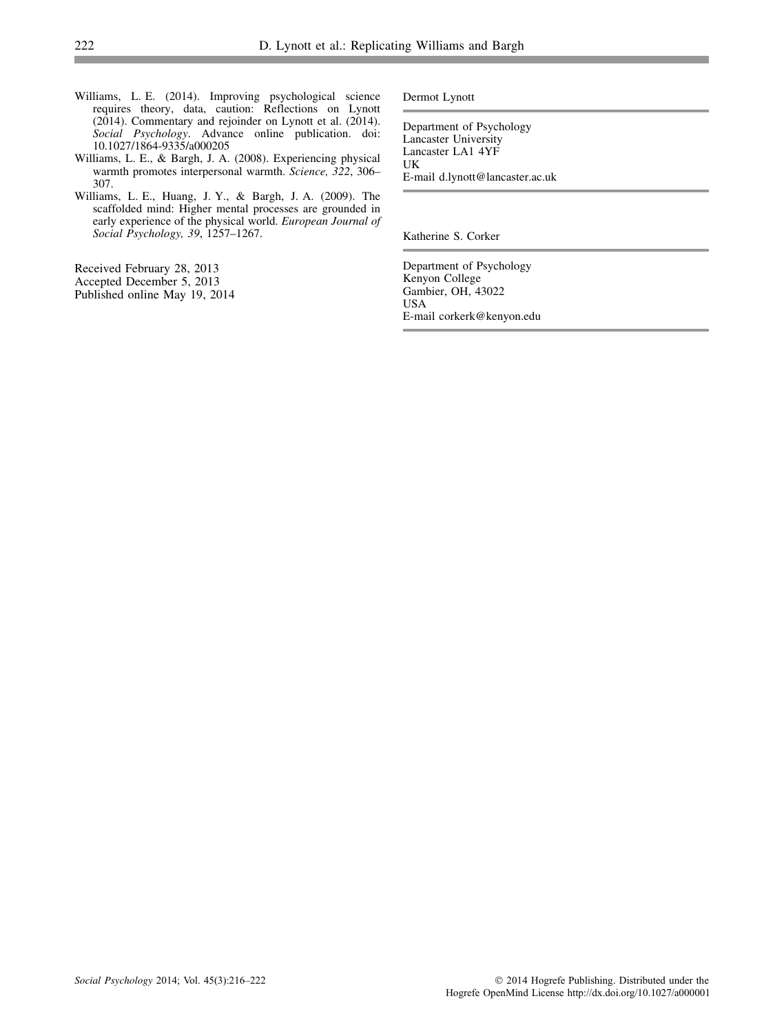Williams, L. E. (2014). Improving psychological science requires theory, data, caution: Reflections on Lynott (2014). Commentary and rejoinder on Lynott et al. (2014). *Social Psychology*. Advance online publication. doi: 10.1027/1864-9335/a000205

Williams, L. E., & Bargh, J. A. (2008). Experiencing physical warmth promotes interpersonal warmth. *Science, 322*, 306–307.

Williams, L. E., Huang, J. Y., & Bargh, J. A. (2009). The scaffolded mind: Higher mental processes are grounded in early experience of the physical world. *European Journal of Social Psychology, 39*, 1257–1267.

Received February 28, 2013
Accepted December 5, 2013
Published online May 19, 2014

Dermot Lynott

Department of Psychology
Lancaster University
Lancaster LA1 4YF
UK
E-mail d.lynott@lancaster.ac.uk

Katherine S. Corker

Department of Psychology
Kenyon College
Gambier, OH, 43022
USA
E-mail corkerk@kenyon.edu

© 2014 Hogrefe Publishing. Distributed under the Hogrefe OpenMind License http://dx.doi.org/10.1027/a000001